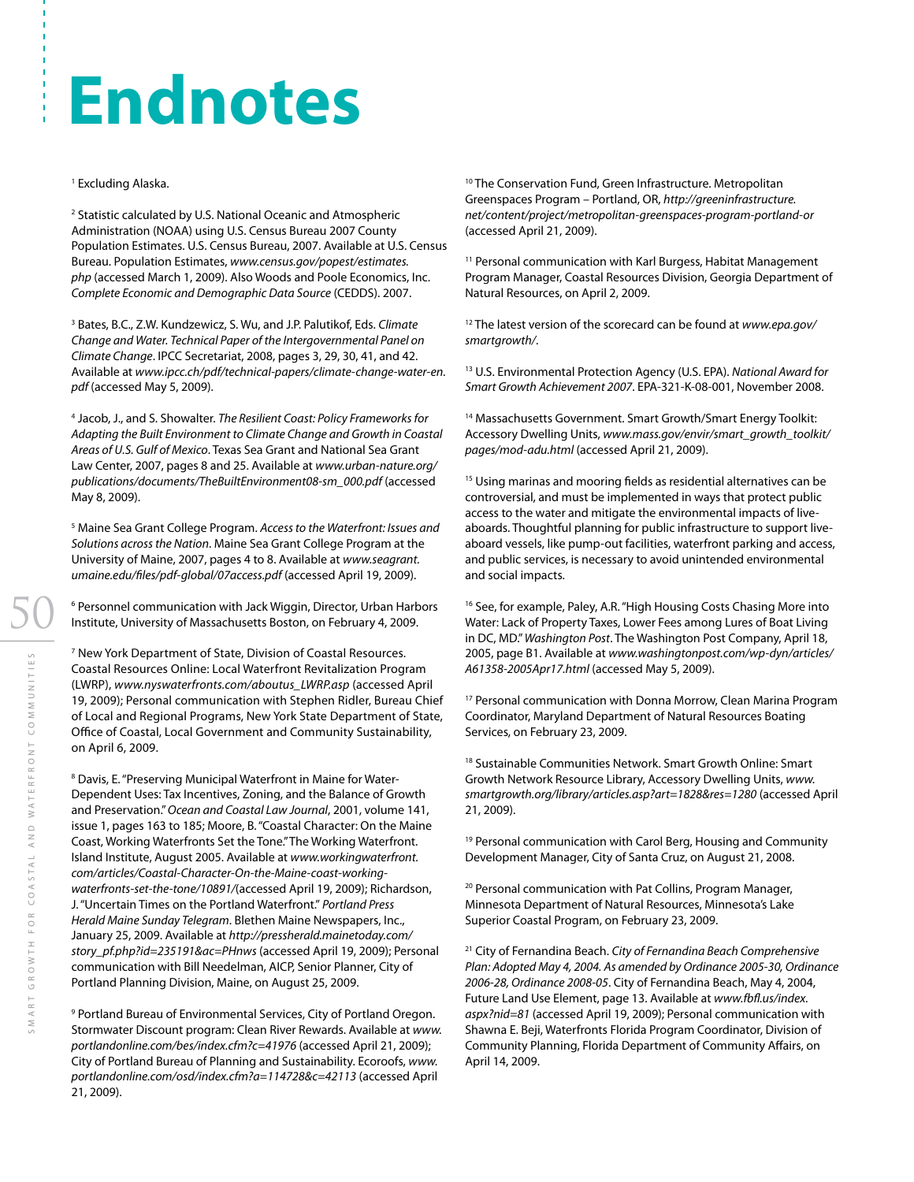# Endnotes

[1] Excluding Alaska.

[2] Statistic calculated by U.S. National Oceanic and Atmospheric Administration (NOAA) using U.S. Census Bureau 2007 County Population Estimates. U.S. Census Bureau, 2007. Available at U.S. Census Bureau. Population Estimates, *www.census.gov/popest/estimates.php* (accessed March 1, 2009). Also Woods and Poole Economics, Inc. *Complete Economic and Demographic Data Source* (CEDDS). 2007.

[3] Bates, B.C., Z.W. Kundzewicz, S. Wu, and J.P. Palutikof, Eds. *Climate Change and Water. Technical Paper of the Intergovernmental Panel on Climate Change*. IPCC Secretariat, 2008, pages 3, 29, 30, 41, and 42. Available at *www.ipcc.ch/pdf/technical-papers/climate-change-water-en.pdf* (accessed May 5, 2009).

[4] Jacob, J., and S. Showalter. *The Resilient Coast: Policy Frameworks for Adapting the Built Environment to Climate Change and Growth in Coastal Areas of U.S. Gulf of Mexico*. Texas Sea Grant and National Sea Grant Law Center, 2007, pages 8 and 25. Available at *www.urban-nature.org/publications/documents/TheBuiltEnvironment08-sm_000.pdf* (accessed May 8, 2009).

[5] Maine Sea Grant College Program. *Access to the Waterfront: Issues and Solutions across the Nation*. Maine Sea Grant College Program at the University of Maine, 2007, pages 4 to 8. Available at *www.seagrant.umaine.edu/files/pdf-global/07access.pdf* (accessed April 19, 2009).

[6] Personnel communication with Jack Wiggin, Director, Urban Harbors Institute, University of Massachusetts Boston, on February 4, 2009.

[7] New York Department of State, Division of Coastal Resources. Coastal Resources Online: Local Waterfront Revitalization Program (LWRP), *www.nyswaterfronts.com/aboutus_LWRP.asp* (accessed April 19, 2009); Personal communication with Stephen Ridler, Bureau Chief of Local and Regional Programs, New York State Department of State, Office of Coastal, Local Government and Community Sustainability, on April 6, 2009.

[8] Davis, E. "Preserving Municipal Waterfront in Maine for Water-Dependent Uses: Tax Incentives, Zoning, and the Balance of Growth and Preservation." *Ocean and Coastal Law Journal*, 2001, volume 141, issue 1, pages 163 to 185; Moore, B. "Coastal Character: On the Maine Coast, Working Waterfronts Set the Tone." The Working Waterfront. Island Institute, August 2005. Available at *www.workingwaterfront.com/articles/Coastal-Character-On-the-Maine-coast-working-waterfronts-set-the-tone/10891/*(accessed April 19, 2009); Richardson, J. "Uncertain Times on the Portland Waterfront." *Portland Press Herald Maine Sunday Telegram*. Blethen Maine Newspapers, Inc., January 25, 2009. Available at *http://pressherald.mainetoday.com/story_pf.php?id=235191&ac=PHnws* (accessed April 19, 2009); Personal communication with Bill Needelman, AICP, Senior Planner, City of Portland Planning Division, Maine, on August 25, 2009.

[9] Portland Bureau of Environmental Services, City of Portland Oregon. Stormwater Discount program: Clean River Rewards. Available at *www.portlandonline.com/bes/index.cfm?c=41976* (accessed April 21, 2009); City of Portland Bureau of Planning and Sustainability. Ecoroofs, *www.portlandonline.com/osd/index.cfm?a=114728&c=42113* (accessed April 21, 2009).

[10] The Conservation Fund, Green Infrastructure. Metropolitan Greenspaces Program – Portland, OR, *http://greeninfrastructure.net/content/project/metropolitan-greenspaces-program-portland-or* (accessed April 21, 2009).

[11] Personal communication with Karl Burgess, Habitat Management Program Manager, Coastal Resources Division, Georgia Department of Natural Resources, on April 2, 2009.

[12] The latest version of the scorecard can be found at *www.epa.gov/smartgrowth/*.

[13] U.S. Environmental Protection Agency (U.S. EPA). *National Award for Smart Growth Achievement 2007*. EPA-321-K-08-001, November 2008.

[14] Massachusetts Government. Smart Growth/Smart Energy Toolkit: Accessory Dwelling Units, *www.mass.gov/envir/smart_growth_toolkit/pages/mod-adu.html* (accessed April 21, 2009).

[15] Using marinas and mooring fields as residential alternatives can be controversial, and must be implemented in ways that protect public access to the water and mitigate the environmental impacts of live-aboards. Thoughtful planning for public infrastructure to support live-aboard vessels, like pump-out facilities, waterfront parking and access, and public services, is necessary to avoid unintended environmental and social impacts.

[16] See, for example, Paley, A.R. "High Housing Costs Chasing More into Water: Lack of Property Taxes, Lower Fees among Lures of Boat Living in DC, MD." *Washington Post*. The Washington Post Company, April 18, 2005, page B1. Available at *www.washingtonpost.com/wp-dyn/articles/A61358-2005Apr17.html* (accessed May 5, 2009).

[17] Personal communication with Donna Morrow, Clean Marina Program Coordinator, Maryland Department of Natural Resources Boating Services, on February 23, 2009.

[18] Sustainable Communities Network. Smart Growth Online: Smart Growth Network Resource Library, Accessory Dwelling Units, *www.smartgrowth.org/library/articles.asp?art=1828&res=1280* (accessed April 21, 2009).

[19] Personal communication with Carol Berg, Housing and Community Development Manager, City of Santa Cruz, on August 21, 2008.

[20] Personal communication with Pat Collins, Program Manager, Minnesota Department of Natural Resources, Minnesota's Lake Superior Coastal Program, on February 23, 2009.

[21] City of Fernandina Beach. *City of Fernandina Beach Comprehensive Plan: Adopted May 4, 2004. As amended by Ordinance 2005-30, Ordinance 2006-28, Ordinance 2008-05*. City of Fernandina Beach, May 4, 2004, Future Land Use Element, page 13. Available at *www.fbfl.us/index.aspx?nid=81* (accessed April 19, 2009); Personal communication with Shawna E. Beji, Waterfronts Florida Program Coordinator, Division of Community Planning, Florida Department of Community Affairs, on April 14, 2009.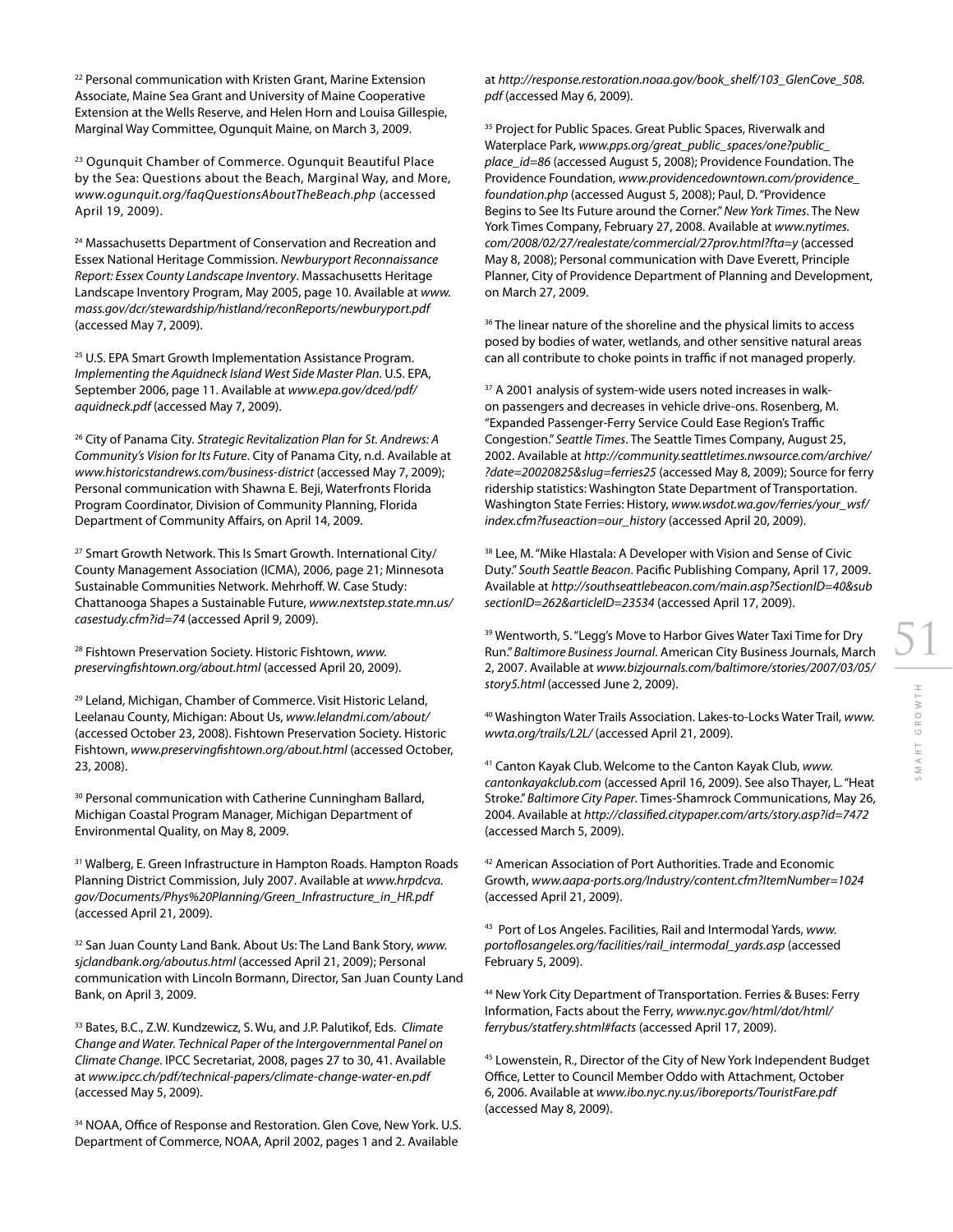[22] Personal communication with Kristen Grant, Marine Extension Associate, Maine Sea Grant and University of Maine Cooperative Extension at the Wells Reserve, and Helen Horn and Louisa Gillespie, Marginal Way Committee, Ogunquit Maine, on March 3, 2009.

[23] Ogunquit Chamber of Commerce. Ogunquit Beautiful Place by the Sea: Questions about the Beach, Marginal Way, and More, *www.ogunquit.org/faqQuestionsAboutTheBeach.php* (accessed April 19, 2009).

[24] Massachusetts Department of Conservation and Recreation and Essex National Heritage Commission. *Newburyport Reconnaissance Report: Essex County Landscape Inventory*. Massachusetts Heritage Landscape Inventory Program, May 2005, page 10. Available at *www.mass.gov/dcr/stewardship/histland/reconReports/newburyport.pdf* (accessed May 7, 2009).

[25] U.S. EPA Smart Growth Implementation Assistance Program. *Implementing the Aquidneck Island West Side Master Plan*. U.S. EPA, September 2006, page 11. Available at *www.epa.gov/dced/pdf/aquidneck.pdf* (accessed May 7, 2009).

[26] City of Panama City. *Strategic Revitalization Plan for St. Andrews: A Community's Vision for Its Future*. City of Panama City, n.d. Available at *www.historicstandrews.com/business-district* (accessed May 7, 2009); Personal communication with Shawna E. Beji, Waterfronts Florida Program Coordinator, Division of Community Planning, Florida Department of Community Affairs, on April 14, 2009.

[27] Smart Growth Network. This Is Smart Growth. International City/County Management Association (ICMA), 2006, page 21; Minnesota Sustainable Communities Network. Mehrhoff. W. Case Study: Chattanooga Shapes a Sustainable Future, *www.nextstep.state.mn.us/casestudy.cfm?id=74* (accessed April 9, 2009).

[28] Fishtown Preservation Society. Historic Fishtown, *www.preservingfishtown.org/about.html* (accessed April 20, 2009).

[29] Leland, Michigan, Chamber of Commerce. Visit Historic Leland, Leelanau County, Michigan: About Us, *www.lelandmi.com/about/* (accessed October 23, 2008). Fishtown Preservation Society. Historic Fishtown, *www.preservingfishtown.org/about.html* (accessed October, 23, 2008).

[30] Personal communication with Catherine Cunningham Ballard, Michigan Coastal Program Manager, Michigan Department of Environmental Quality, on May 8, 2009.

[31] Walberg, E. Green Infrastructure in Hampton Roads. Hampton Roads Planning District Commission, July 2007. Available at *www.hrpdcva.gov/Documents/Phys%20Planning/Green_Infrastructure_in_HR.pdf* (accessed April 21, 2009).

[32] San Juan County Land Bank. About Us: The Land Bank Story, *www.sjclandbank.org/aboutus.html* (accessed April 21, 2009); Personal communication with Lincoln Bormann, Director, San Juan County Land Bank, on April 3, 2009.

[33] Bates, B.C., Z.W. Kundzewicz, S. Wu, and J.P. Palutikof, Eds. *Climate Change and Water. Technical Paper of the Intergovernmental Panel on Climate Change*. IPCC Secretariat, 2008, pages 27 to 30, 41. Available at *www.ipcc.ch/pdf/technical-papers/climate-change-water-en.pdf* (accessed May 5, 2009).

[34] NOAA, Office of Response and Restoration. Glen Cove, New York. U.S. Department of Commerce, NOAA, April 2002, pages 1 and 2. Available at *http://response.restoration.noaa.gov/book_shelf/103_GlenCove_508.pdf* (accessed May 6, 2009).

[35] Project for Public Spaces. Great Public Spaces, Riverwalk and Waterplace Park, *www.pps.org/great_public_spaces/one?public_place_id=86* (accessed August 5, 2008); Providence Foundation. The Providence Foundation, *www.providencedowntown.com/providence_foundation.php* (accessed August 5, 2008); Paul, D. "Providence Begins to See Its Future around the Corner." *New York Times*. The New York Times Company, February 27, 2008. Available at *www.nytimes.com/2008/02/27/realestate/commercial/27prov.html?fta=y* (accessed May 8, 2008); Personal communication with Dave Everett, Principle Planner, City of Providence Department of Planning and Development, on March 27, 2009.

[36] The linear nature of the shoreline and the physical limits to access posed by bodies of water, wetlands, and other sensitive natural areas can all contribute to choke points in traffic if not managed properly.

[37] A 2001 analysis of system-wide users noted increases in walk-on passengers and decreases in vehicle drive-ons. Rosenberg, M. "Expanded Passenger-Ferry Service Could Ease Region's Traffic Congestion." *Seattle Times*. The Seattle Times Company, August 25, 2002. Available at *http://community.seattletimes.nwsource.com/archive/?date=20020825&slug=ferries25* (accessed May 8, 2009); Source for ferry ridership statistics: Washington State Department of Transportation. Washington State Ferries: History, *www.wsdot.wa.gov/ferries/your_wsf/index.cfm?fuseaction=our_history* (accessed April 20, 2009).

[38] Lee, M. "Mike Hlastala: A Developer with Vision and Sense of Civic Duty." *South Seattle Beacon*. Pacific Publishing Company, April 17, 2009. Available at *http://southseattlebeacon.com/main.asp?SectionID=40&subsectionID=262&articleID=23534* (accessed April 17, 2009).

[39] Wentworth, S. "Legg's Move to Harbor Gives Water Taxi Time for Dry Run." *Baltimore Business Journal*. American City Business Journals, March 2, 2007. Available at *www.bizjournals.com/baltimore/stories/2007/03/05/story5.html* (accessed June 2, 2009).

[40] Washington Water Trails Association. Lakes-to-Locks Water Trail, *www.wwta.org/trails/L2L/* (accessed April 21, 2009).

[41] Canton Kayak Club. Welcome to the Canton Kayak Club, *www.cantonkayakclub.com* (accessed April 16, 2009). See also Thayer, L. "Heat Stroke." *Baltimore City Paper*. Times-Shamrock Communications, May 26, 2004. Available at *http://classified.citypaper.com/arts/story.asp?id=7472* (accessed March 5, 2009).

[42] American Association of Port Authorities. Trade and Economic Growth, *www.aapa-ports.org/Industry/content.cfm?ItemNumber=1024* (accessed April 21, 2009).

[43] Port of Los Angeles. Facilities, Rail and Intermodal Yards, *www.portoflosangeles.org/facilities/rail_intermodal_yards.asp* (accessed February 5, 2009).

[44] New York City Department of Transportation. Ferries & Buses: Ferry Information, Facts about the Ferry, *www.nyc.gov/html/dot/html/ferrybus/statferry.shtml#facts* (accessed April 17, 2009).

[45] Lowenstein, R., Director of the City of New York Independent Budget Office, Letter to Council Member Oddo with Attachment, October 6, 2006. Available at *www.ibo.nyc.ny.us/iboreports/TouristFare.pdf* (accessed May 8, 2009).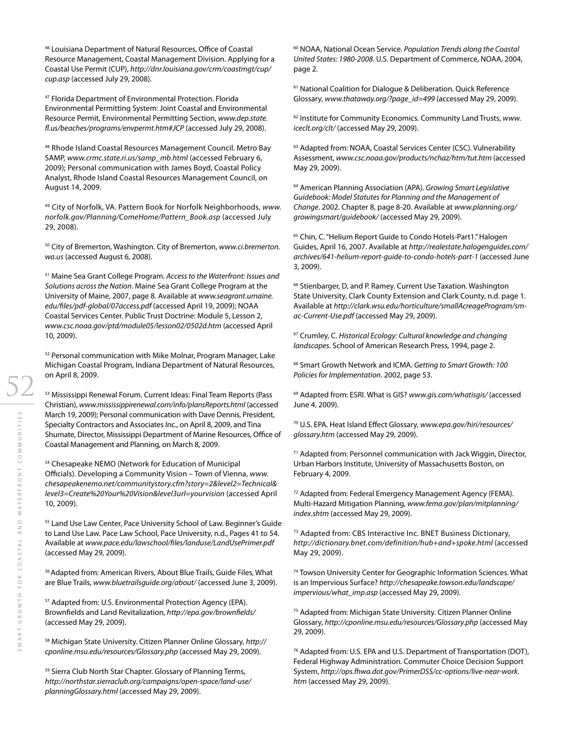[46] Louisiana Department of Natural Resources, Office of Coastal Resource Management, Coastal Management Division. Applying for a Coastal Use Permit (CUP), *http://dnr.louisiana.gov/crm/coastmgt/cup/cup.asp* (accessed July 29, 2008).

[47] Florida Department of Environmental Protection. Florida Environmental Permitting System: Joint Coastal and Environmental Resource Permit, Environmental Permitting Section, *www.dep.state.fl.us/beaches/programs/envpermt.htm#JCP* (accessed July 29, 2008).

[48] Rhode Island Coastal Resources Management Council. Metro Bay SAMP, *www.crmc.state.ri.us/samp_mb.html* (accessed February 6, 2009); Personal communication with James Boyd, Coastal Policy Analyst, Rhode Island Coastal Resources Management Council, on August 14, 2009.

[49] City of Norfolk, VA. Pattern Book for Norfolk Neighborhoods, *www.norfolk.gov/Planning/ComeHome/Pattern_Book.asp* (accessed July 29, 2008).

[50] City of Bremerton, Washington. City of Bremerton, *www.ci.bremerton.wa.us* (accessed August 6, 2008).

[51] Maine Sea Grant College Program. *Access to the Waterfront: Issues and Solutions across the Nation*. Maine Sea Grant College Program at the University of Maine, 2007, page 8. Available at *www.seagrant.umaine.edu/files/pdf-global/07access.pdf* (accessed April 19, 2009); NOAA Coastal Services Center. Public Trust Doctrine: Module 5, Lesson 2, *www.csc.noaa.gov/ptd/module05/lesson02/0502d.htm* (accessed April 10, 2009).

[52] Personal communication with Mike Molnar, Program Manager, Lake Michigan Coastal Program, Indiana Department of Natural Resources, on April 8, 2009.

[53] Mississippi Renewal Forum. Current Ideas: Final Team Reports (Pass Christian), *www.mississippirenewal.com/info/plansReports.html* (accessed March 19, 2009); Personal communication with Dave Dennis, President, Specialty Contractors and Associates Inc., on April 8, 2009, and Tina Shumate, Director, Mississippi Department of Marine Resources, Office of Coastal Management and Planning, on March 8, 2009.

[54] Chesapeake NEMO (Network for Education of Municipal Officials). Developing a Community Vision – Town of Vienna, *www.chesapeakenemo.net/communitystory.cfm?story=2&level2=Technical&level3=Create%20Your%20Vision&level3url=yourvision* (accessed April 10, 2009).

[55] Land Use Law Center, Pace University School of Law. Beginner's Guide to Land Use Law. Pace Law School, Pace University, n.d., Pages 41 to 54. Available at *www.pace.edu/lawschool/files/landuse/LandUsePrimer.pdf* (accessed May 29, 2009).

[56] Adapted from: American Rivers, About Blue Trails, Guide Files, What are Blue Trails, *www.bluetrailsguide.org/about/* (accessed June 3, 2009).

[57] Adapted from: U.S. Environmental Protection Agency (EPA). Brownfields and Land Revitalization, *http://epa.gov/brownfields/* (accessed May 29, 2009).

[58] Michigan State University. Citizen Planner Online Glossary, *http://cponline.msu.edu/resources/Glossary.php* (accessed May 29, 2009).

[59] Sierra Club North Star Chapter. Glossary of Planning Terms, *http://northstar.sierraclub.org/campaigns/open-space/land-use/planningGlossary.html* (accessed May 29, 2009).

[60] NOAA, National Ocean Service. *Population Trends along the Coastal United States: 1980-2008*. U.S. Department of Commerce, NOAA, 2004, page 2.

[61] National Coalition for Dialogue & Deliberation. Quick Reference Glossary, *www.thataway.org/?page_id=499* (accessed May 29, 2009).

[62] Institute for Community Economics. Community Land Trusts, *www.iceclt.org/clt/* (accessed May 29, 2009).

[63] Adapted from: NOAA, Coastal Services Center (CSC). Vulnerability Assessment, *www.csc.noaa.gov/products/nchaz/htm/tut.htm* (accessed May 29, 2009).

[64] American Planning Association (APA). *Growing Smart Legislative Guidebook: Model Statutes for Planning and the Management of Change*. 2002. Chapter 8, page 8-20. Available at *www.planning.org/growingsmart/guidebook/* (accessed May 29, 2009).

[65] Chin, C. "Helium Report Guide to Condo Hotels-Part1." Halogen Guides, April 16, 2007. Available at *http://realestate.halogenguides.com/archives/641-helium-report-guide-to-condo-hotels-part-1* (accessed June 3, 2009).

[66] Stienbarger, D, and P. Ramey. Current Use Taxation. Washington State University, Clark County Extension and Clark County, n.d. page 1. Available at *http://clark.wsu.edu/horticulture/smallAcreageProgram/sm-ac-Current-Use.pdf* (accessed May 29, 2009).

[67] Crumley, C. *Historical Ecology: Cultural knowledge and changing landscapes*. School of American Research Press, 1994, page 2.

[68] Smart Growth Network and ICMA. *Getting to Smart Growth: 100 Policies for Implementation*. 2002, page 53.

[69] Adapted from: ESRI. What is GIS? *www.gis.com/whatisgis/* (accessed June 4, 2009).

[70] U.S. EPA. Heat Island Effect Glossary, *www.epa.gov/hiri/resources/glossary.htm* (accessed May 29, 2009).

[71] Adapted from: Personnel communication with Jack Wiggin, Director, Urban Harbors Institute, University of Massachusetts Boston, on February 4, 2009.

[72] Adapted from: Federal Emergency Management Agency (FEMA). Multi-Hazard Mitigation Planning, *www.fema.gov/plan/mitplanning/index.shtm* (accessed May 29, 2009).

[73] Adapted from: CBS Interactive Inc. BNET Business Dictionary, *http://dictionary.bnet.com/definition/hub+and+spoke.html* (accessed May 29, 2009).

[74] Towson University Center for Geographic Information Sciences. What is an Impervious Surface? *http://chesapeake.towson.edu/landscape/impervious/what_imp.asp* (accessed May 29, 2009).

[75] Adapted from: Michigan State University. Citizen Planner Online Glossary, *http://cponline.msu.edu/resources/Glossary.php* (accessed May 29, 2009).

[76] Adapted from: U.S. EPA and U.S. Department of Transportation (DOT), Federal Highway Administration. Commuter Choice Decision Support System, *http://ops.fhwa.dot.gov/PrimerDSS/cc-options/live-near-work.htm* (accessed May 29, 2009).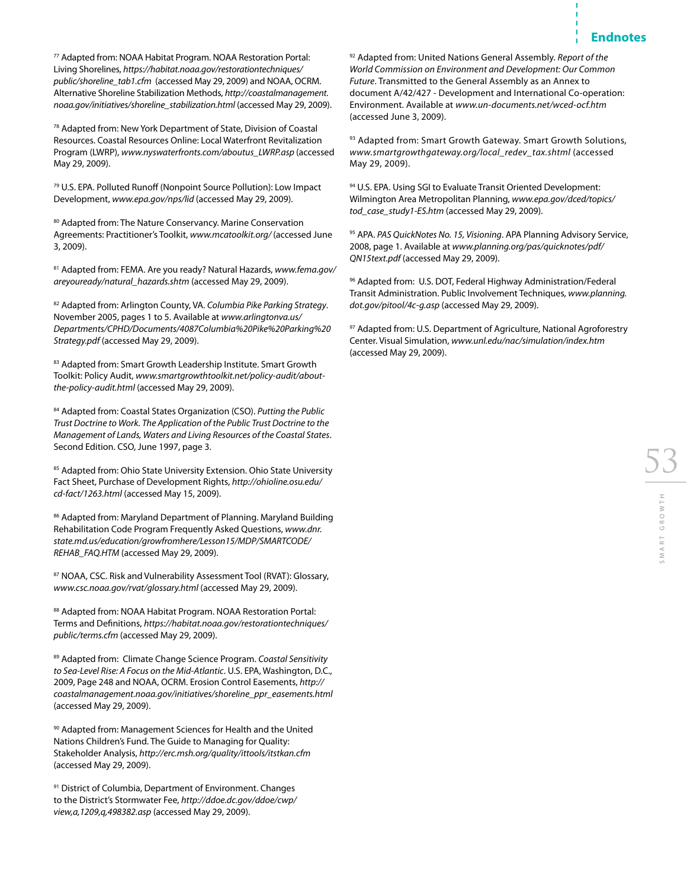## Endnotes

[77] Adapted from: NOAA Habitat Program. NOAA Restoration Portal: Living Shorelines, *https://habitat.noaa.gov/restorationtechniques/public/shoreline_tab1.cfm* (accessed May 29, 2009) and NOAA, OCRM. Alternative Shoreline Stabilization Methods, *http://coastalmanagement.noaa.gov/initiatives/shoreline_stabilization.html* (accessed May 29, 2009).

[78] Adapted from: New York Department of State, Division of Coastal Resources. Coastal Resources Online: Local Waterfront Revitalization Program (LWRP), *www.nyswaterfronts.com/aboutus_LWRP.asp* (accessed May 29, 2009).

[79] U.S. EPA. Polluted Runoff (Nonpoint Source Pollution): Low Impact Development, *www.epa.gov/nps/lid* (accessed May 29, 2009).

[80] Adapted from: The Nature Conservancy. Marine Conservation Agreements: Practitioner's Toolkit, *www.mcatoolkit.org/* (accessed June 3, 2009).

[81] Adapted from: FEMA. Are you ready? Natural Hazards, *www.fema.gov/areyouready/natural_hazards.shtm* (accessed May 29, 2009).

[82] Adapted from: Arlington County, VA. *Columbia Pike Parking Strategy*. November 2005, pages 1 to 5. Available at *www.arlingtonva.us/Departments/CPHD/Documents/4087Columbia%20Pike%20Parking%20Strategy.pdf* (accessed May 29, 2009).

[83] Adapted from: Smart Growth Leadership Institute. Smart Growth Toolkit: Policy Audit, *www.smartgrowthtoolkit.net/policy-audit/about-the-policy-audit.html* (accessed May 29, 2009).

[84] Adapted from: Coastal States Organization (CSO). *Putting the Public Trust Doctrine to Work. The Application of the Public Trust Doctrine to the Management of Lands, Waters and Living Resources of the Coastal States*. Second Edition. CSO, June 1997, page 3.

[85] Adapted from: Ohio State University Extension. Ohio State University Fact Sheet, Purchase of Development Rights, *http://ohioline.osu.edu/cd-fact/1263.html* (accessed May 15, 2009).

[86] Adapted from: Maryland Department of Planning. Maryland Building Rehabilitation Code Program Frequently Asked Questions, *www.dnr.state.md.us/education/growfromhere/Lesson15/MDP/SMARTCODE/REHAB_FAQ.HTM* (accessed May 29, 2009).

[87] NOAA, CSC. Risk and Vulnerability Assessment Tool (RVAT): Glossary, *www.csc.noaa.gov/rvat/glossary.html* (accessed May 29, 2009).

[88] Adapted from: NOAA Habitat Program. NOAA Restoration Portal: Terms and Definitions, *https://habitat.noaa.gov/restorationtechniques/public/terms.cfm* (accessed May 29, 2009).

[89] Adapted from: Climate Change Science Program. *Coastal Sensitivity to Sea-Level Rise: A Focus on the Mid-Atlantic*. U.S. EPA, Washington, D.C., 2009, Page 248 and NOAA, OCRM. Erosion Control Easements, *http://coastalmanagement.noaa.gov/initiatives/shoreline_ppr_easements.html* (accessed May 29, 2009).

[90] Adapted from: Management Sciences for Health and the United Nations Children's Fund. The Guide to Managing for Quality: Stakeholder Analysis, *http://erc.msh.org/quality/ittools/itstkan.cfm* (accessed May 29, 2009).

[91] District of Columbia, Department of Environment. Changes to the District's Stormwater Fee, *http://ddoe.dc.gov/ddoe/cwp/view,a,1209,q,498382.asp* (accessed May 29, 2009).

[92] Adapted from: United Nations General Assembly. *Report of the World Commission on Environment and Development: Our Common Future*. Transmitted to the General Assembly as an Annex to document A/42/427 - Development and International Co-operation: Environment. Available at *www.un-documents.net/wced-ocf.htm* (accessed June 3, 2009).

[93] Adapted from: Smart Growth Gateway. Smart Growth Solutions, *www.smartgrowthgateway.org/local_redev_tax.shtml* (accessed May 29, 2009).

[94] U.S. EPA. Using SGI to Evaluate Transit Oriented Development: Wilmington Area Metropolitan Planning, *www.epa.gov/dced/topics/tod_case_study1-ES.htm* (accessed May 29, 2009).

[95] APA. *PAS QuickNotes No. 15, Visioning*. APA Planning Advisory Service, 2008, page 1. Available at *www.planning.org/pas/quicknotes/pdf/QN15text.pdf* (accessed May 29, 2009).

[96] Adapted from: U.S. DOT, Federal Highway Administration/Federal Transit Administration. Public Involvement Techniques, *www.planning.dot.gov/pitool/4c-g.asp* (accessed May 29, 2009).

[97] Adapted from: U.S. Department of Agriculture, National Agroforestry Center. Visual Simulation, *www.unl.edu/nac/simulation/index.htm* (accessed May 29, 2009).